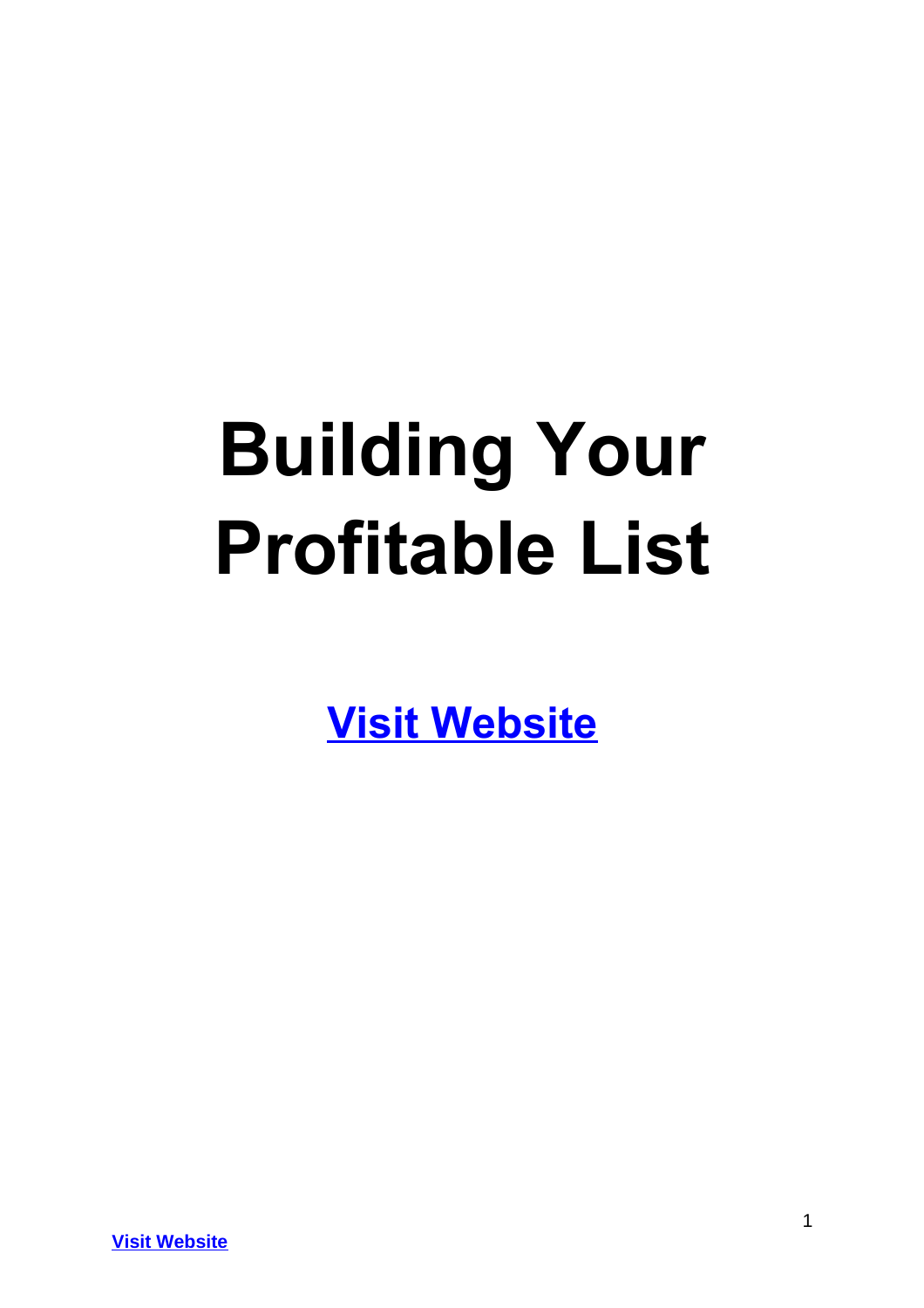# Building Your Profitable List

**Visit Website**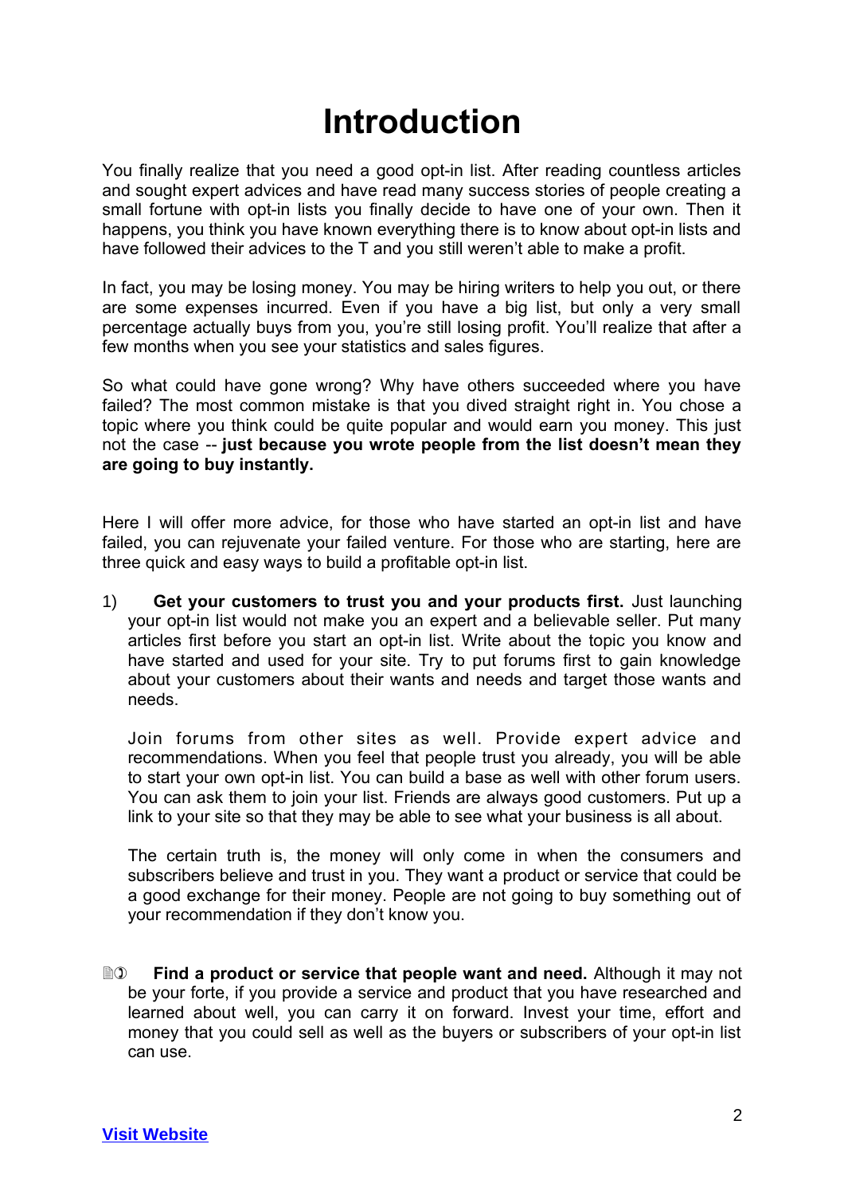# Introduction

You finally realize that you need a good opt-in list. After reading countless articles and sought expert advices and have read many success stories of people creating a small fortune with opt-in lists you finally decide to have one of your own. Then it happens, you think you have known everything there is to know about opt-in lists and have followed their advices to the T and you still weren't able to make a profit.

In fact, you may be losing money. You may be hiring writers to help you out, or there are some expenses incurred. Even if you have a big list, but only a very small percentage actually buys from you, you're still losing profit. You'll realize that after a few months when you see your statistics and sales figures.

So what could have gone wrong? Why have others succeeded where you have failed? The most common mistake is that you dived straight right in. You chose a topic where you think could be quite popular and would earn you money. This just not the case -- **just because you wrote people from the list doesn't mean they are going to buy instantly.**

Here I will offer more advice, for those who have started an opt-in list and have failed, you can rejuvenate your failed venture. For those who are starting, here are three quick and easy ways to build a profitable opt-in list.

1) **Get your customers to trust you and your products first.** Just launching your opt-in list would not make you an expert and a believable seller. Put many articles first before you start an opt-in list. Write about the topic you know and have started and used for your site. Try to put forums first to gain knowledge about your customers about their wants and needs and target those wants and needs.

   Join forums from other sites as well. Provide expert advice and recommendations. When you feel that people trust you already, you will be able to start your own opt-in list. You can build a base as well with other forum users. You can ask them to join your list. Friends are always good customers. Put up a link to your site so that they may be able to see what your business is all about.

   The certain truth is, the money will only come in when the consumers and subscribers believe and trust in you. They want a product or service that could be a good exchange for their money. People are not going to buy something out of your recommendation if they don't know you.

2) **Find a product or service that people want and need.** Although it may not be your forte, if you provide a service and product that you have researched and learned about well, you can carry it on forward. Invest your time, effort and money that you could sell as well as the buyers or subscribers of your opt-in list can use.

[Visit Website]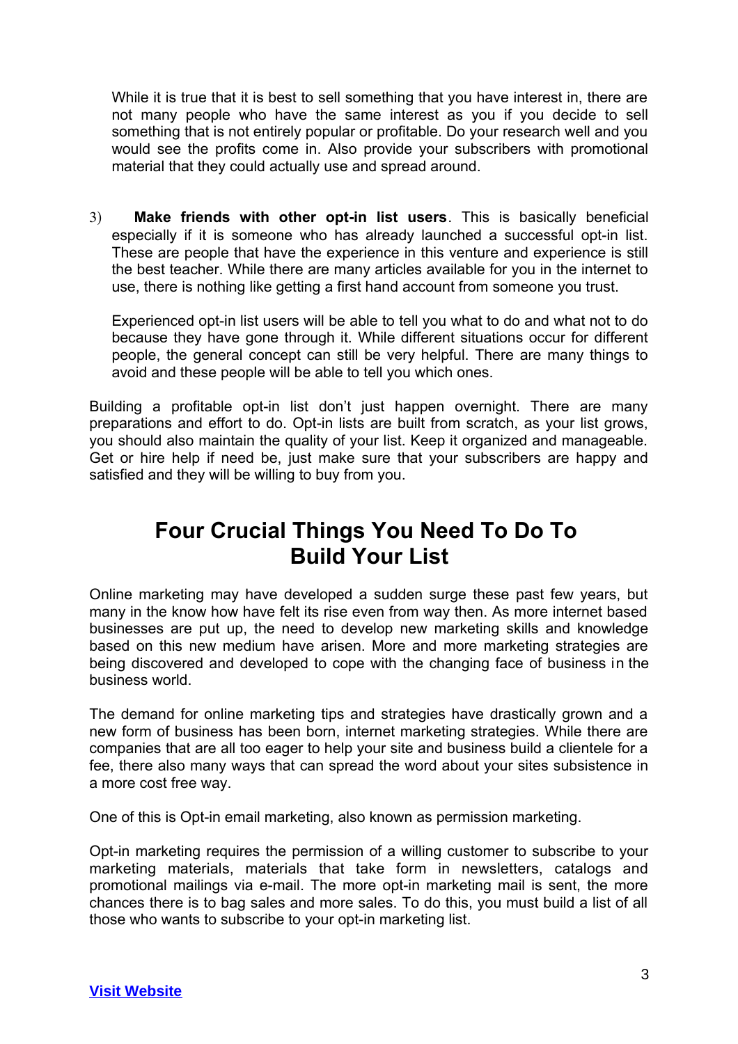While it is true that it is best to sell something that you have interest in, there are not many people who have the same interest as you if you decide to sell something that is not entirely popular or profitable. Do your research well and you would see the profits come in. Also provide your subscribers with promotional material that they could actually use and spread around.

3) **Make friends with other opt-in list users**. This is basically beneficial especially if it is someone who has already launched a successful opt-in list. These are people that have the experience in this venture and experience is still the best teacher. While there are many articles available for you in the internet to use, there is nothing like getting a first hand account from someone you trust.

   Experienced opt-in list users will be able to tell you what to do and what not to do because they have gone through it. While different situations occur for different people, the general concept can still be very helpful. There are many things to avoid and these people will be able to tell you which ones.

Building a profitable opt-in list don't just happen overnight. There are many preparations and effort to do. Opt-in lists are built from scratch, as your list grows, you should also maintain the quality of your list. Keep it organized and manageable. Get or hire help if need be, just make sure that your subscribers are happy and satisfied and they will be willing to buy from you.

## Four Crucial Things You Need To Do To Build Your List

Online marketing may have developed a sudden surge these past few years, but many in the know how have felt its rise even from way then. As more internet based businesses are put up, the need to develop new marketing skills and knowledge based on this new medium have arisen. More and more marketing strategies are being discovered and developed to cope with the changing face of business in the business world.

The demand for online marketing tips and strategies have drastically grown and a new form of business has been born, internet marketing strategies. While there are companies that are all too eager to help your site and business build a clientele for a fee, there also many ways that can spread the word about your sites subsistence in a more cost free way.

One of this is Opt-in email marketing, also known as permission marketing.

Opt-in marketing requires the permission of a willing customer to subscribe to your marketing materials, materials that take form in newsletters, catalogs and promotional mailings via e-mail. The more opt-in marketing mail is sent, the more chances there is to bag sales and more sales. To do this, you must build a list of all those who wants to subscribe to your opt-in marketing list.

[Visit Website]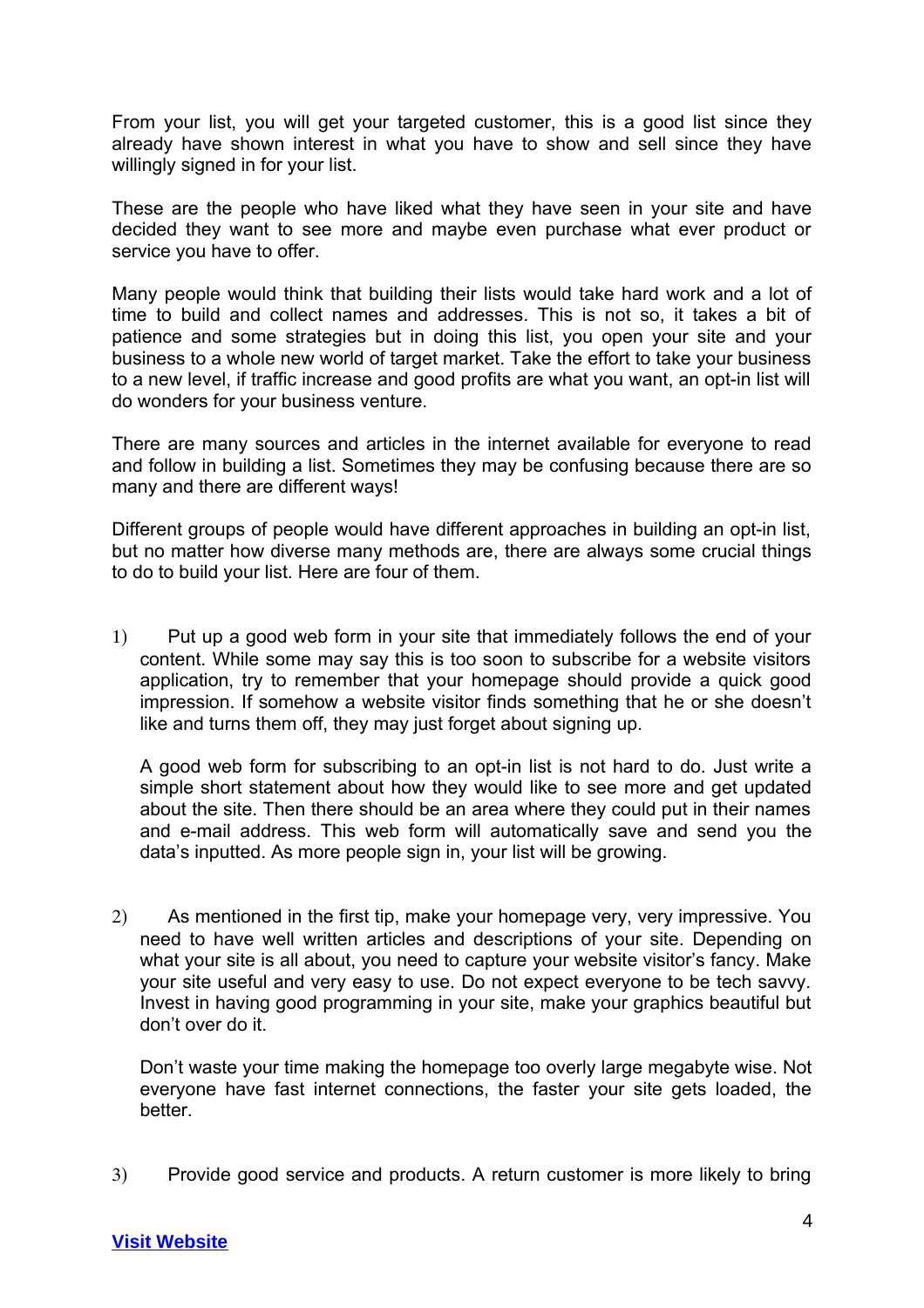From your list, you will get your targeted customer, this is a good list since they already have shown interest in what you have to show and sell since they have willingly signed in for your list.

These are the people who have liked what they have seen in your site and have decided they want to see more and maybe even purchase what ever product or service you have to offer.

Many people would think that building their lists would take hard work and a lot of time to build and collect names and addresses. This is not so, it takes a bit of patience and some strategies but in doing this list, you open your site and your business to a whole new world of target market. Take the effort to take your business to a new level, if traffic increase and good profits are what you want, an opt-in list will do wonders for your business venture.

There are many sources and articles in the internet available for everyone to read and follow in building a list. Sometimes they may be confusing because there are so many and there are different ways!

Different groups of people would have different approaches in building an opt-in list, but no matter how diverse many methods are, there are always some crucial things to do to build your list. Here are four of them.

1) Put up a good web form in your site that immediately follows the end of your content. While some may say this is too soon to subscribe for a website visitors application, try to remember that your homepage should provide a quick good impression. If somehow a website visitor finds something that he or she doesn't like and turns them off, they may just forget about signing up.

   A good web form for subscribing to an opt-in list is not hard to do. Just write a simple short statement about how they would like to see more and get updated about the site. Then there should be an area where they could put in their names and e-mail address. This web form will automatically save and send you the data's inputted. As more people sign in, your list will be growing.

2) As mentioned in the first tip, make your homepage very, very impressive. You need to have well written articles and descriptions of your site. Depending on what your site is all about, you need to capture your website visitor's fancy. Make your site useful and very easy to use. Do not expect everyone to be tech savvy. Invest in having good programming in your site, make your graphics beautiful but don't over do it.

   Don't waste your time making the homepage too overly large megabyte wise. Not everyone have fast internet connections, the faster your site gets loaded, the better.

3) Provide good service and products. A return customer is more likely to bring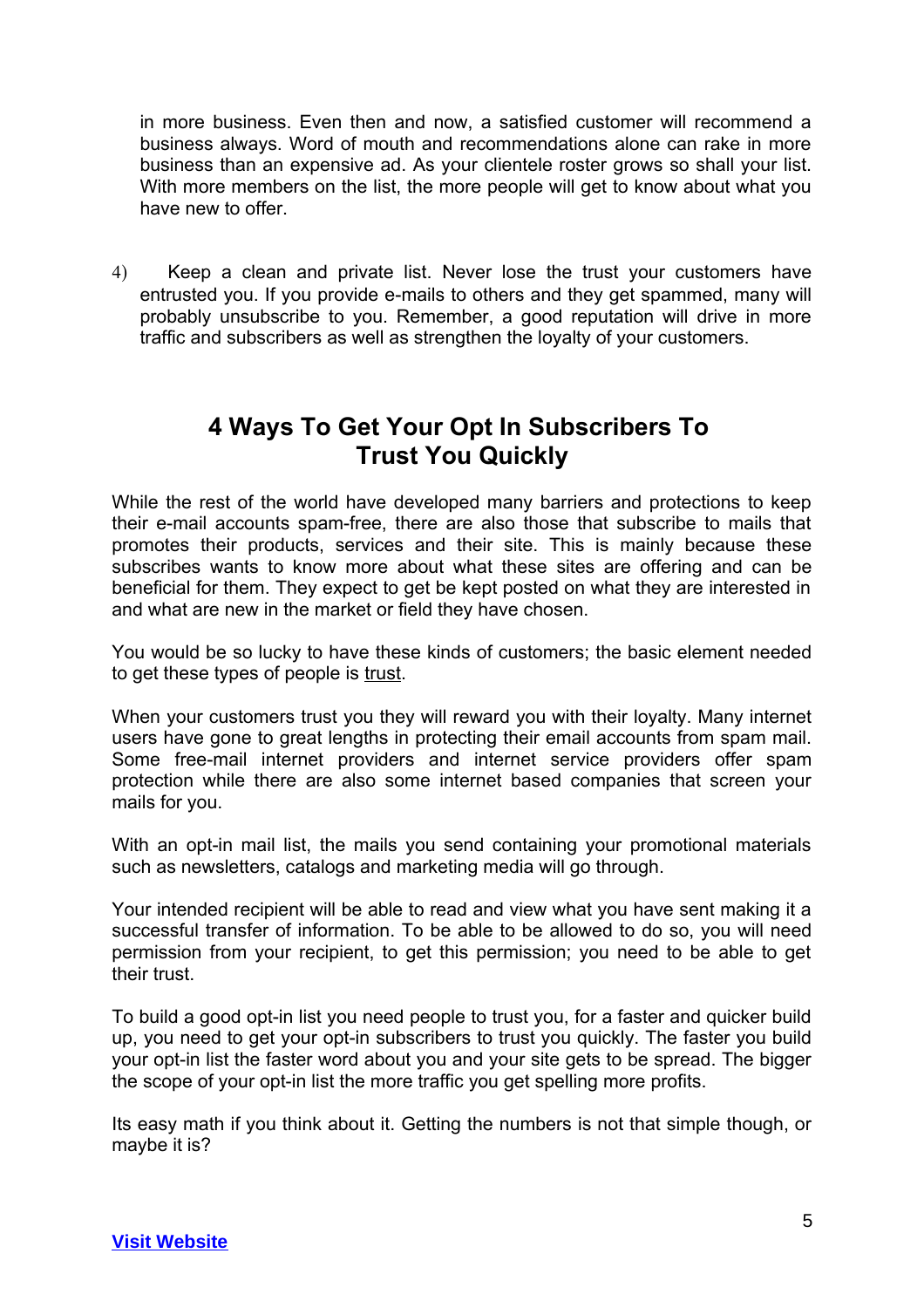in more business. Even then and now, a satisfied customer will recommend a business always. Word of mouth and recommendations alone can rake in more business than an expensive ad. As your clientele roster grows so shall your list. With more members on the list, the more people will get to know about what you have new to offer.

4) Keep a clean and private list. Never lose the trust your customers have entrusted you. If you provide e-mails to others and they get spammed, many will probably unsubscribe to you. Remember, a good reputation will drive in more traffic and subscribers as well as strengthen the loyalty of your customers.

## 4 Ways To Get Your Opt In Subscribers To Trust You Quickly

While the rest of the world have developed many barriers and protections to keep their e-mail accounts spam-free, there are also those that subscribe to mails that promotes their products, services and their site. This is mainly because these subscribes wants to know more about what these sites are offering and can be beneficial for them. They expect to get be kept posted on what they are interested in and what are new in the market or field they have chosen.

You would be so lucky to have these kinds of customers; the basic element needed to get these types of people is trust.

When your customers trust you they will reward you with their loyalty. Many internet users have gone to great lengths in protecting their email accounts from spam mail. Some free-mail internet providers and internet service providers offer spam protection while there are also some internet based companies that screen your mails for you.

With an opt-in mail list, the mails you send containing your promotional materials such as newsletters, catalogs and marketing media will go through.

Your intended recipient will be able to read and view what you have sent making it a successful transfer of information. To be able to be allowed to do so, you will need permission from your recipient, to get this permission; you need to be able to get their trust.

To build a good opt-in list you need people to trust you, for a faster and quicker build up, you need to get your opt-in subscribers to trust you quickly. The faster you build your opt-in list the faster word about you and your site gets to be spread. The bigger the scope of your opt-in list the more traffic you get spelling more profits.

Its easy math if you think about it. Getting the numbers is not that simple though, or maybe it is?

**Visit Website**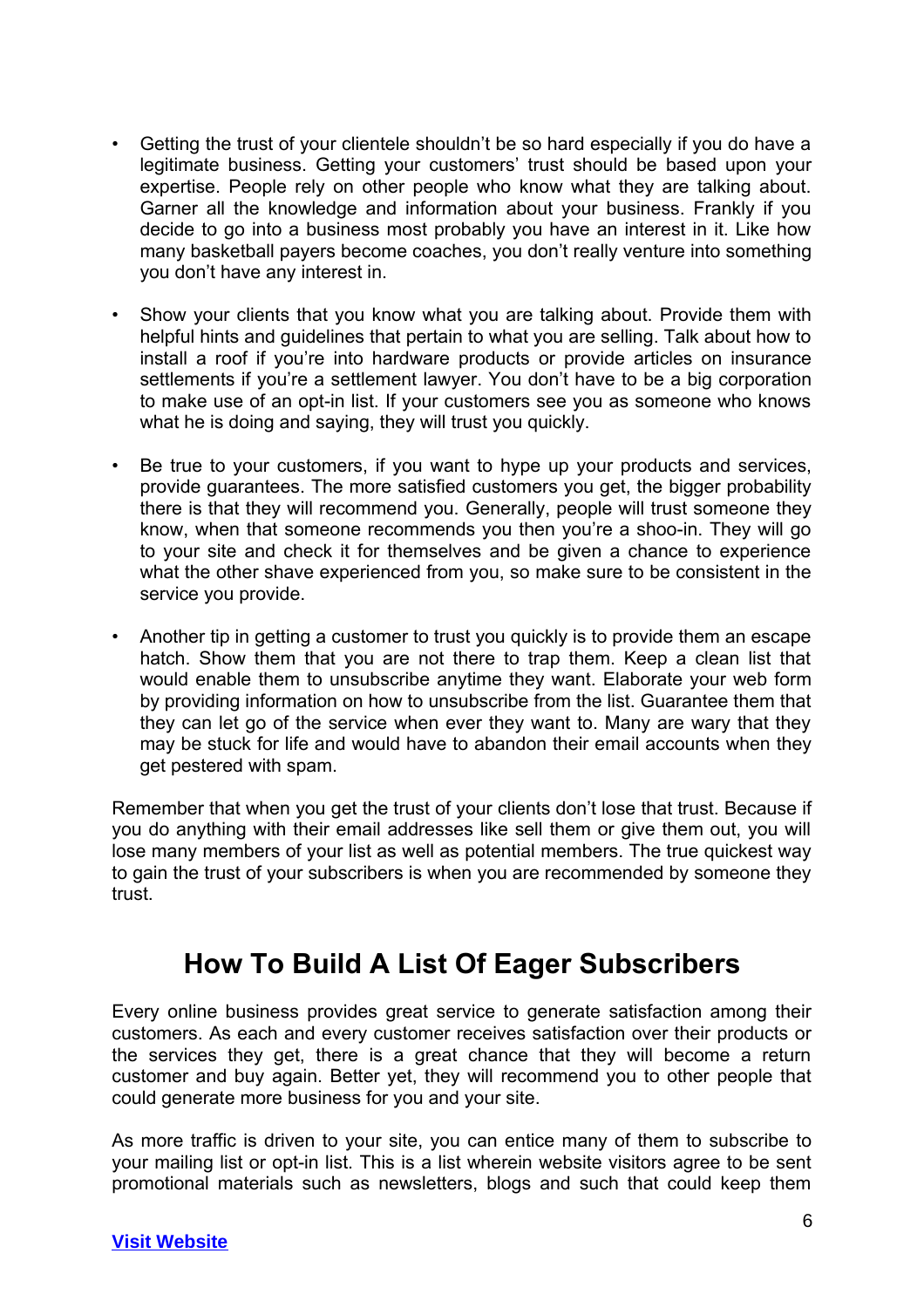- Getting the trust of your clientele shouldn't be so hard especially if you do have a legitimate business. Getting your customers' trust should be based upon your expertise. People rely on other people who know what they are talking about. Garner all the knowledge and information about your business. Frankly if you decide to go into a business most probably you have an interest in it. Like how many basketball payers become coaches, you don't really venture into something you don't have any interest in.

- Show your clients that you know what you are talking about. Provide them with helpful hints and guidelines that pertain to what you are selling. Talk about how to install a roof if you're into hardware products or provide articles on insurance settlements if you're a settlement lawyer. You don't have to be a big corporation to make use of an opt-in list. If your customers see you as someone who knows what he is doing and saying, they will trust you quickly.

- Be true to your customers, if you want to hype up your products and services, provide guarantees. The more satisfied customers you get, the bigger probability there is that they will recommend you. Generally, people will trust someone they know, when that someone recommends you then you're a shoo-in. They will go to your site and check it for themselves and be given a chance to experience what the other shave experienced from you, so make sure to be consistent in the service you provide.

- Another tip in getting a customer to trust you quickly is to provide them an escape hatch. Show them that you are not there to trap them. Keep a clean list that would enable them to unsubscribe anytime they want. Elaborate your web form by providing information on how to unsubscribe from the list. Guarantee them that they can let go of the service when ever they want to. Many are wary that they may be stuck for life and would have to abandon their email accounts when they get pestered with spam.

Remember that when you get the trust of your clients don't lose that trust. Because if you do anything with their email addresses like sell them or give them out, you will lose many members of your list as well as potential members. The true quickest way to gain the trust of your subscribers is when you are recommended by someone they trust.

## How To Build A List Of Eager Subscribers

Every online business provides great service to generate satisfaction among their customers. As each and every customer receives satisfaction over their products or the services they get, there is a great chance that they will become a return customer and buy again. Better yet, they will recommend you to other people that could generate more business for you and your site.

As more traffic is driven to your site, you can entice many of them to subscribe to your mailing list or opt-in list. This is a list wherein website visitors agree to be sent promotional materials such as newsletters, blogs and such that could keep them

**Visit Website**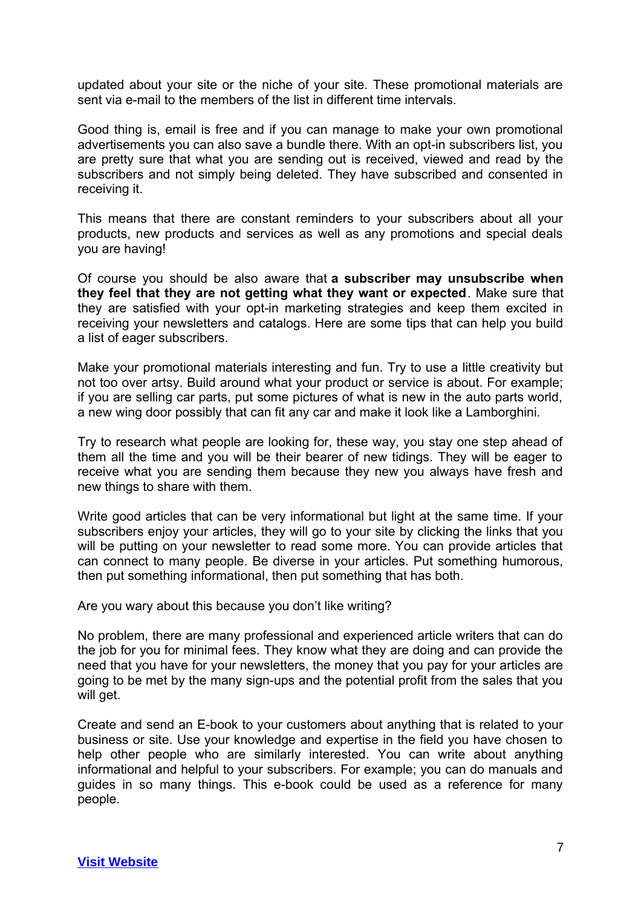updated about your site or the niche of your site. These promotional materials are sent via e-mail to the members of the list in different time intervals.

Good thing is, email is free and if you can manage to make your own promotional advertisements you can also save a bundle there. With an opt-in subscribers list, you are pretty sure that what you are sending out is received, viewed and read by the subscribers and not simply being deleted. They have subscribed and consented in receiving it.

This means that there are constant reminders to your subscribers about all your products, new products and services as well as any promotions and special deals you are having!

Of course you should be also aware that **a subscriber may unsubscribe when they feel that they are not getting what they want or expected**. Make sure that they are satisfied with your opt-in marketing strategies and keep them excited in receiving your newsletters and catalogs. Here are some tips that can help you build a list of eager subscribers.

Make your promotional materials interesting and fun. Try to use a little creativity but not too over artsy. Build around what your product or service is about. For example; if you are selling car parts, put some pictures of what is new in the auto parts world, a new wing door possibly that can fit any car and make it look like a Lamborghini.

Try to research what people are looking for, these way, you stay one step ahead of them all the time and you will be their bearer of new tidings. They will be eager to receive what you are sending them because they new you always have fresh and new things to share with them.

Write good articles that can be very informational but light at the same time. If your subscribers enjoy your articles, they will go to your site by clicking the links that you will be putting on your newsletter to read some more. You can provide articles that can connect to many people. Be diverse in your articles. Put something humorous, then put something informational, then put something that has both.

Are you wary about this because you don't like writing?

No problem, there are many professional and experienced article writers that can do the job for you for minimal fees. They know what they are doing and can provide the need that you have for your newsletters, the money that you pay for your articles are going to be met by the many sign-ups and the potential profit from the sales that you will get.

Create and send an E-book to your customers about anything that is related to your business or site. Use your knowledge and expertise in the field you have chosen to help other people who are similarly interested. You can write about anything informational and helpful to your subscribers. For example; you can do manuals and guides in so many things. This e-book could be used as a reference for many people.

Visit Website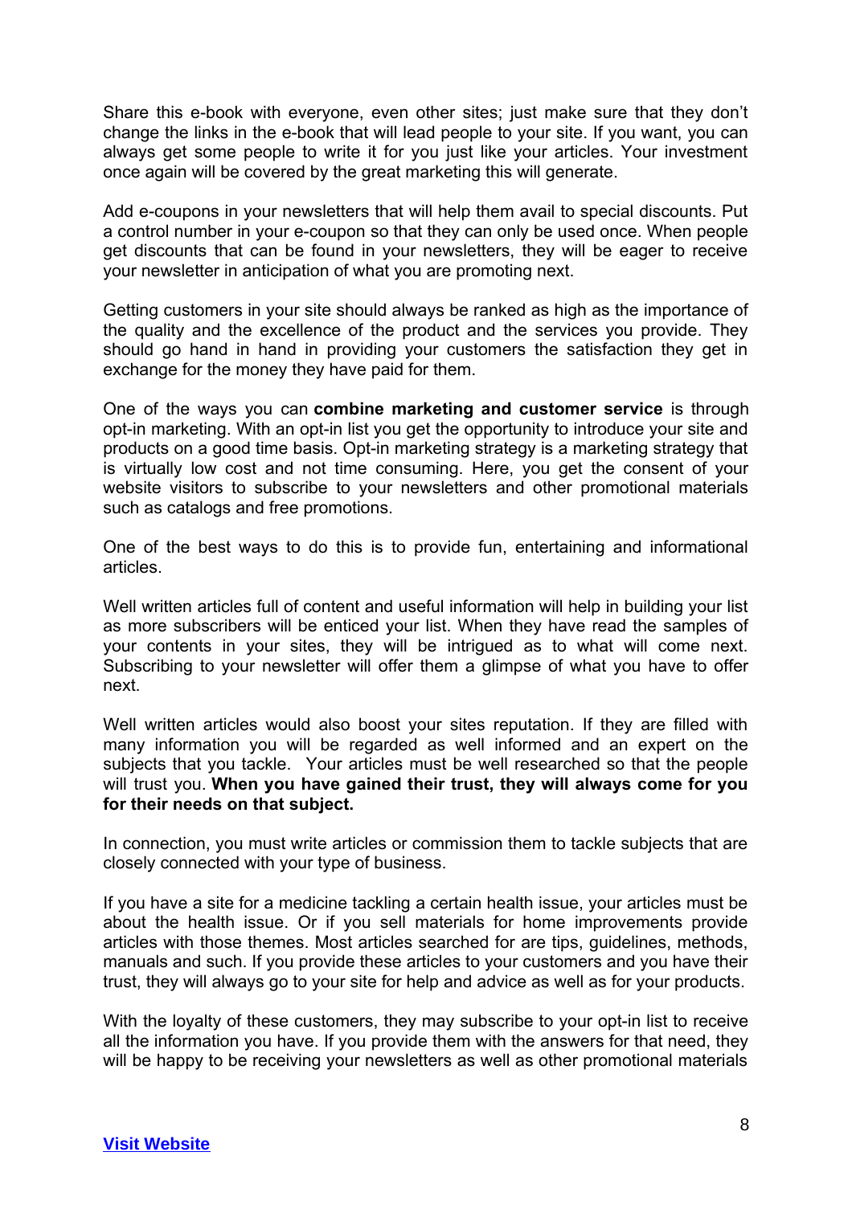Share this e-book with everyone, even other sites; just make sure that they don't change the links in the e-book that will lead people to your site. If you want, you can always get some people to write it for you just like your articles. Your investment once again will be covered by the great marketing this will generate.

Add e-coupons in your newsletters that will help them avail to special discounts. Put a control number in your e-coupon so that they can only be used once. When people get discounts that can be found in your newsletters, they will be eager to receive your newsletter in anticipation of what you are promoting next.

Getting customers in your site should always be ranked as high as the importance of the quality and the excellence of the product and the services you provide. They should go hand in hand in providing your customers the satisfaction they get in exchange for the money they have paid for them.

One of the ways you can **combine marketing and customer service** is through opt-in marketing. With an opt-in list you get the opportunity to introduce your site and products on a good time basis. Opt-in marketing strategy is a marketing strategy that is virtually low cost and not time consuming. Here, you get the consent of your website visitors to subscribe to your newsletters and other promotional materials such as catalogs and free promotions.

One of the best ways to do this is to provide fun, entertaining and informational articles.

Well written articles full of content and useful information will help in building your list as more subscribers will be enticed your list. When they have read the samples of your contents in your sites, they will be intrigued as to what will come next. Subscribing to your newsletter will offer them a glimpse of what you have to offer next.

Well written articles would also boost your sites reputation. If they are filled with many information you will be regarded as well informed and an expert on the subjects that you tackle. Your articles must be well researched so that the people will trust you. **When you have gained their trust, they will always come for you for their needs on that subject.**

In connection, you must write articles or commission them to tackle subjects that are closely connected with your type of business.

If you have a site for a medicine tackling a certain health issue, your articles must be about the health issue. Or if you sell materials for home improvements provide articles with those themes. Most articles searched for are tips, guidelines, methods, manuals and such. If you provide these articles to your customers and you have their trust, they will always go to your site for help and advice as well as for your products.

With the loyalty of these customers, they may subscribe to your opt-in list to receive all the information you have. If you provide them with the answers for that need, they will be happy to be receiving your newsletters as well as other promotional materials

**Visit Website**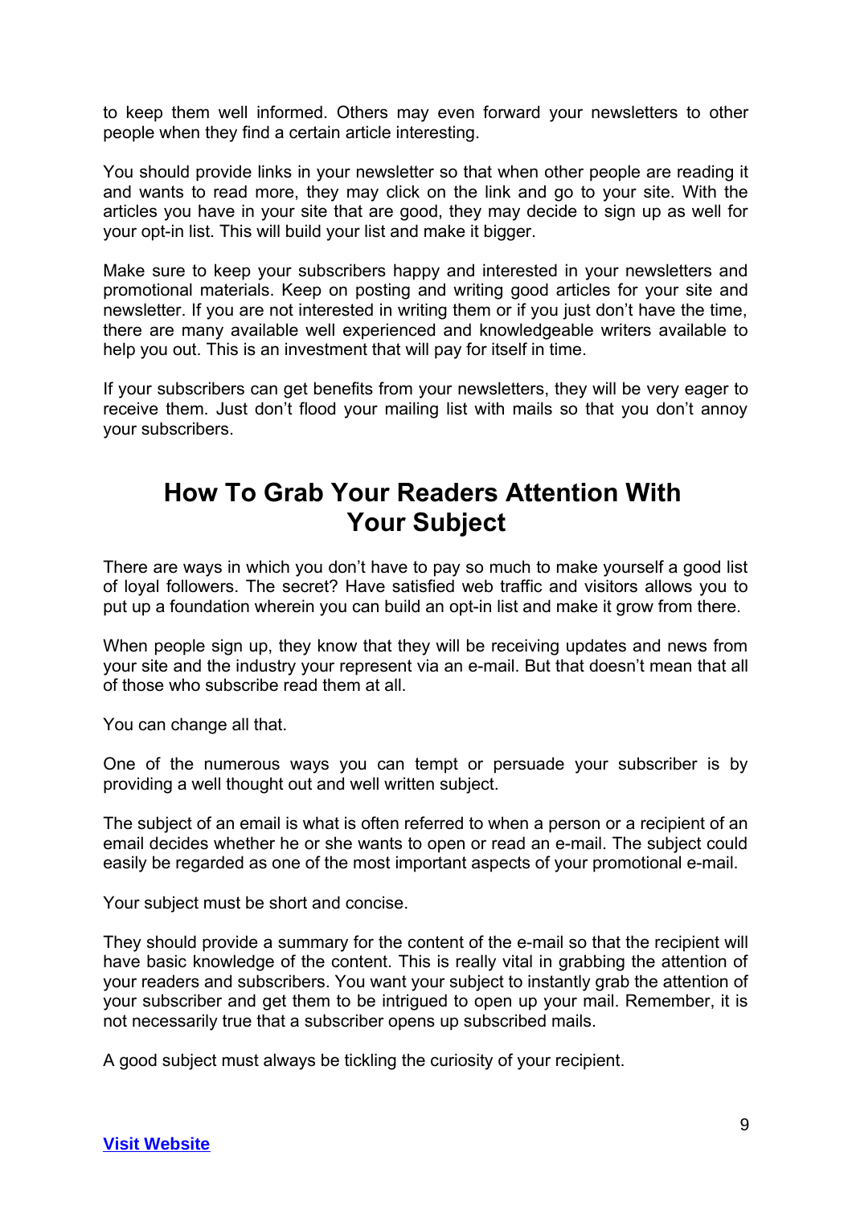to keep them well informed. Others may even forward your newsletters to other people when they find a certain article interesting.

You should provide links in your newsletter so that when other people are reading it and wants to read more, they may click on the link and go to your site. With the articles you have in your site that are good, they may decide to sign up as well for your opt-in list. This will build your list and make it bigger.

Make sure to keep your subscribers happy and interested in your newsletters and promotional materials. Keep on posting and writing good articles for your site and newsletter. If you are not interested in writing them or if you just don't have the time, there are many available well experienced and knowledgeable writers available to help you out. This is an investment that will pay for itself in time.

If your subscribers can get benefits from your newsletters, they will be very eager to receive them. Just don't flood your mailing list with mails so that you don't annoy your subscribers.

## How To Grab Your Readers Attention With Your Subject

There are ways in which you don't have to pay so much to make yourself a good list of loyal followers. The secret? Have satisfied web traffic and visitors allows you to put up a foundation wherein you can build an opt-in list and make it grow from there.

When people sign up, they know that they will be receiving updates and news from your site and the industry your represent via an e-mail. But that doesn't mean that all of those who subscribe read them at all.

You can change all that.

One of the numerous ways you can tempt or persuade your subscriber is by providing a well thought out and well written subject.

The subject of an email is what is often referred to when a person or a recipient of an email decides whether he or she wants to open or read an e-mail. The subject could easily be regarded as one of the most important aspects of your promotional e-mail.

Your subject must be short and concise.

They should provide a summary for the content of the e-mail so that the recipient will have basic knowledge of the content. This is really vital in grabbing the attention of your readers and subscribers. You want your subject to instantly grab the attention of your subscriber and get them to be intrigued to open up your mail. Remember, it is not necessarily true that a subscriber opens up subscribed mails.

A good subject must always be tickling the curiosity of your recipient.

**Visit Website**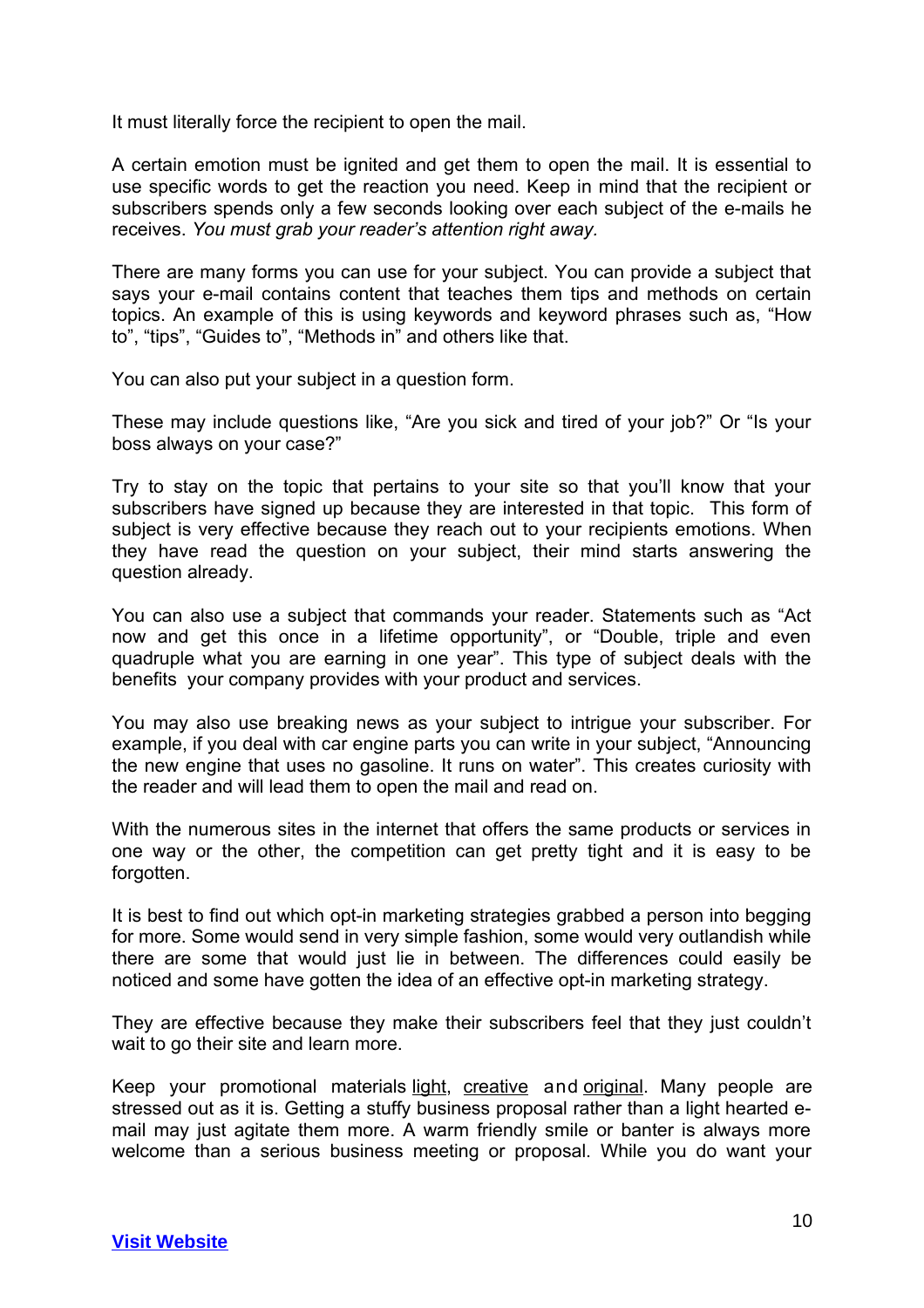It must literally force the recipient to open the mail.

A certain emotion must be ignited and get them to open the mail. It is essential to use specific words to get the reaction you need. Keep in mind that the recipient or subscribers spends only a few seconds looking over each subject of the e-mails he receives. *You must grab your reader's attention right away.*

There are many forms you can use for your subject. You can provide a subject that says your e-mail contains content that teaches them tips and methods on certain topics. An example of this is using keywords and keyword phrases such as, "How to", "tips", "Guides to", "Methods in" and others like that.

You can also put your subject in a question form.

These may include questions like, "Are you sick and tired of your job?" Or "Is your boss always on your case?"

Try to stay on the topic that pertains to your site so that you'll know that your subscribers have signed up because they are interested in that topic. This form of subject is very effective because they reach out to your recipients emotions. When they have read the question on your subject, their mind starts answering the question already.

You can also use a subject that commands your reader. Statements such as "Act now and get this once in a lifetime opportunity", or "Double, triple and even quadruple what you are earning in one year". This type of subject deals with the benefits your company provides with your product and services.

You may also use breaking news as your subject to intrigue your subscriber. For example, if you deal with car engine parts you can write in your subject, "Announcing the new engine that uses no gasoline. It runs on water". This creates curiosity with the reader and will lead them to open the mail and read on.

With the numerous sites in the internet that offers the same products or services in one way or the other, the competition can get pretty tight and it is easy to be forgotten.

It is best to find out which opt-in marketing strategies grabbed a person into begging for more. Some would send in very simple fashion, some would very outlandish while there are some that would just lie in between. The differences could easily be noticed and some have gotten the idea of an effective opt-in marketing strategy.

They are effective because they make their subscribers feel that they just couldn't wait to go their site and learn more.

Keep your promotional materials light, creative and original. Many people are stressed out as it is. Getting a stuffy business proposal rather than a light hearted e-mail may just agitate them more. A warm friendly smile or banter is always more welcome than a serious business meeting or proposal. While you do want your

[Visit Website]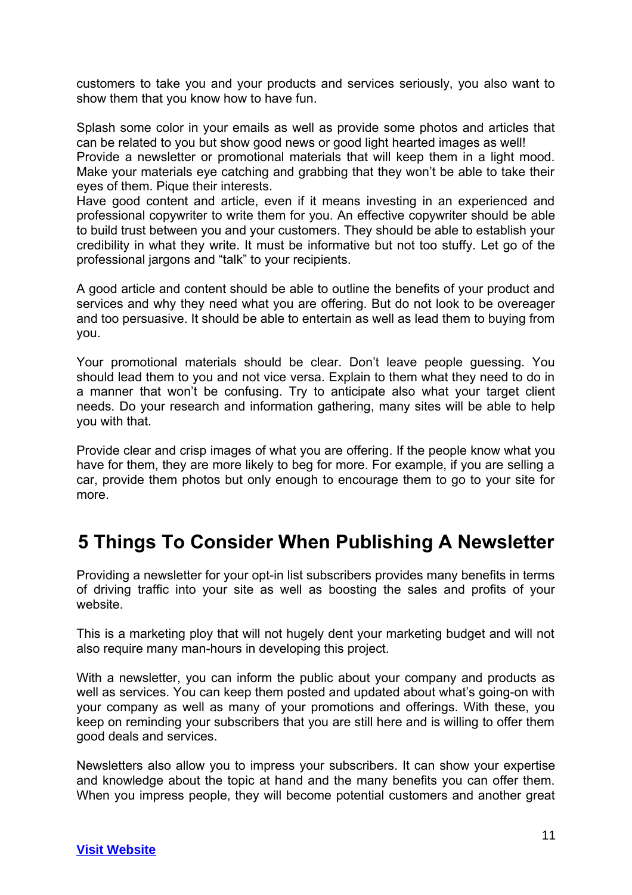customers to take you and your products and services seriously, you also want to show them that you know how to have fun.

Splash some color in your emails as well as provide some photos and articles that can be related to you but show good news or good light hearted images as well!
Provide a newsletter or promotional materials that will keep them in a light mood. Make your materials eye catching and grabbing that they won't be able to take their eyes of them. Pique their interests.
Have good content and article, even if it means investing in an experienced and professional copywriter to write them for you. An effective copywriter should be able to build trust between you and your customers. They should be able to establish your credibility in what they write. It must be informative but not too stuffy. Let go of the professional jargons and "talk" to your recipients.

A good article and content should be able to outline the benefits of your product and services and why they need what you are offering. But do not look to be overeager and too persuasive. It should be able to entertain as well as lead them to buying from you.

Your promotional materials should be clear. Don't leave people guessing. You should lead them to you and not vice versa. Explain to them what they need to do in a manner that won't be confusing. Try to anticipate also what your target client needs. Do your research and information gathering, many sites will be able to help you with that.

Provide clear and crisp images of what you are offering. If the people know what you have for them, they are more likely to beg for more. For example, if you are selling a car, provide them photos but only enough to encourage them to go to your site for more.

## 5 Things To Consider When Publishing A Newsletter

Providing a newsletter for your opt-in list subscribers provides many benefits in terms of driving traffic into your site as well as boosting the sales and profits of your website.

This is a marketing ploy that will not hugely dent your marketing budget and will not also require many man-hours in developing this project.

With a newsletter, you can inform the public about your company and products as well as services. You can keep them posted and updated about what's going-on with your company as well as many of your promotions and offerings. With these, you keep on reminding your subscribers that you are still here and is willing to offer them good deals and services.

Newsletters also allow you to impress your subscribers. It can show your expertise and knowledge about the topic at hand and the many benefits you can offer them. When you impress people, they will become potential customers and another great

**Visit Website**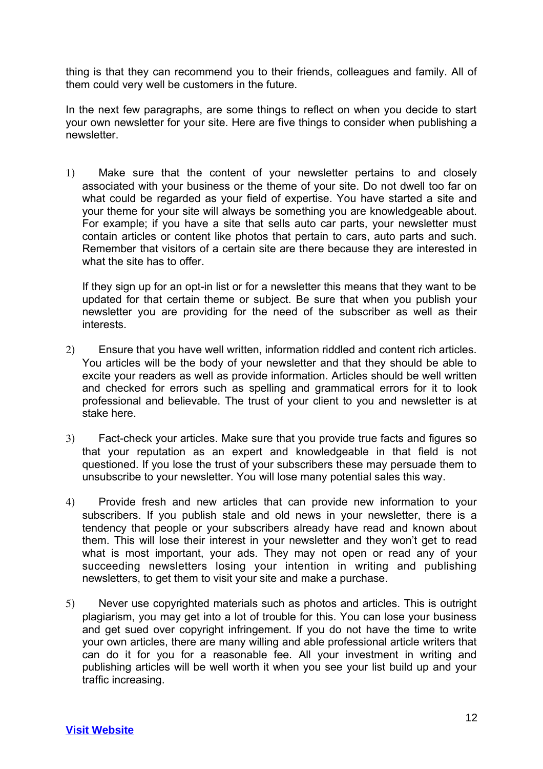thing is that they can recommend you to their friends, colleagues and family. All of them could very well be customers in the future.

In the next few paragraphs, are some things to reflect on when you decide to start your own newsletter for your site. Here are five things to consider when publishing a newsletter.

1) Make sure that the content of your newsletter pertains to and closely associated with your business or the theme of your site. Do not dwell too far on what could be regarded as your field of expertise. You have started a site and your theme for your site will always be something you are knowledgeable about. For example; if you have a site that sells auto car parts, your newsletter must contain articles or content like photos that pertain to cars, auto parts and such. Remember that visitors of a certain site are there because they are interested in what the site has to offer.

   If they sign up for an opt-in list or for a newsletter this means that they want to be updated for that certain theme or subject. Be sure that when you publish your newsletter you are providing for the need of the subscriber as well as their interests.

2) Ensure that you have well written, information riddled and content rich articles. You articles will be the body of your newsletter and that they should be able to excite your readers as well as provide information. Articles should be well written and checked for errors such as spelling and grammatical errors for it to look professional and believable. The trust of your client to you and newsletter is at stake here.

3) Fact-check your articles. Make sure that you provide true facts and figures so that your reputation as an expert and knowledgeable in that field is not questioned. If you lose the trust of your subscribers these may persuade them to unsubscribe to your newsletter. You will lose many potential sales this way.

4) Provide fresh and new articles that can provide new information to your subscribers. If you publish stale and old news in your newsletter, there is a tendency that people or your subscribers already have read and known about them. This will lose their interest in your newsletter and they won't get to read what is most important, your ads. They may not open or read any of your succeeding newsletters losing your intention in writing and publishing newsletters, to get them to visit your site and make a purchase.

5) Never use copyrighted materials such as photos and articles. This is outright plagiarism, you may get into a lot of trouble for this. You can lose your business and get sued over copyright infringement. If you do not have the time to write your own articles, there are many willing and able professional article writers that can do it for you for a reasonable fee. All your investment in writing and publishing articles will be well worth it when you see your list build up and your traffic increasing.

**Visit Website**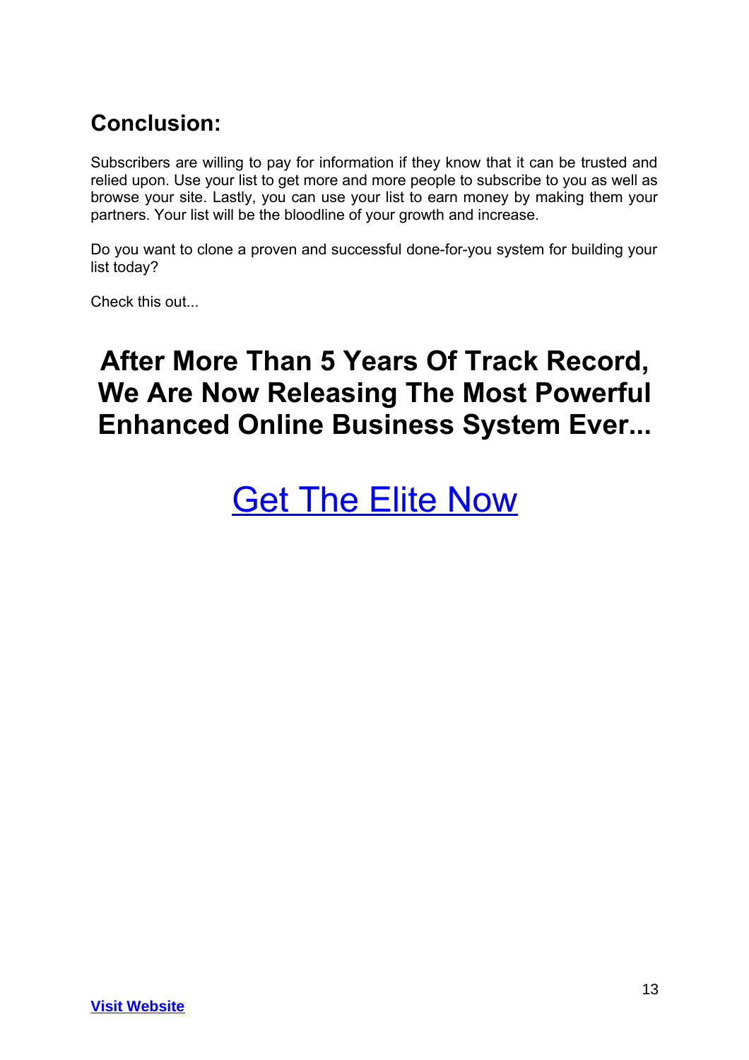## Conclusion:

Subscribers are willing to pay for information if they know that it can be trusted and relied upon. Use your list to get more and more people to subscribe to you as well as browse your site. Lastly, you can use your list to earn money by making them your partners. Your list will be the bloodline of your growth and increase.

Do you want to clone a proven and successful done-for-you system for building your list today?

Check this out...

# After More Than 5 Years Of Track Record, We Are Now Releasing The Most Powerful Enhanced Online Business System Ever...

Get The Elite Now

**Visit Website**